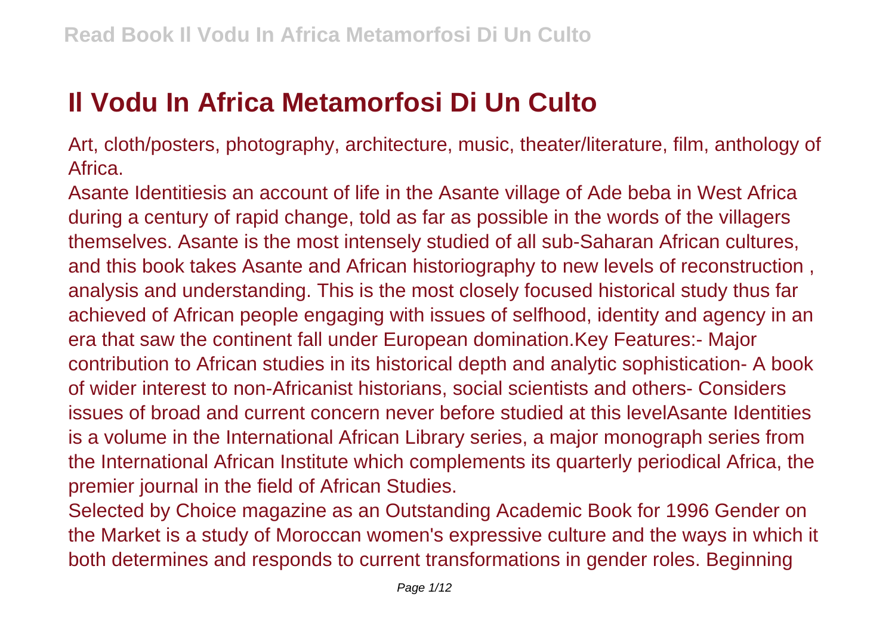# Il Vodu In Africa Metamorfosi Di Un Culto

Art, cloth/posters, photography, architecture, music, theater/literature, film, anthology of Africa.

Asante Identitiesis an account of life in the Asante village of Ade beba in West Africa during a century of rapid change, told as far as possible in the words of the villagers themselves. Asante is the most intensely studied of all sub-Saharan African cultures, and this book takes Asante and African historiography to new levels of reconstruction , analysis and understanding. This is the most closely focused historical study thus far achieved of African people engaging with issues of selfhood, identity and agency in an era that saw the continent fall under European domination.Key Features:- Major contribution to African studies in its historical depth and analytic sophistication- A book of wider interest to non-Africanist historians, social scientists and others- Considers issues of broad and current concern never before studied at this levelAsante Identities is a volume in the International African Library series, a major monograph series from the International African Institute which complements its quarterly periodical Africa, the premier journal in the field of African Studies.

Selected by Choice magazine as an Outstanding Academic Book for 1996 Gender on the Market is a study of Moroccan women's expressive culture and the ways in which it both determines and responds to current transformations in gender roles. Beginning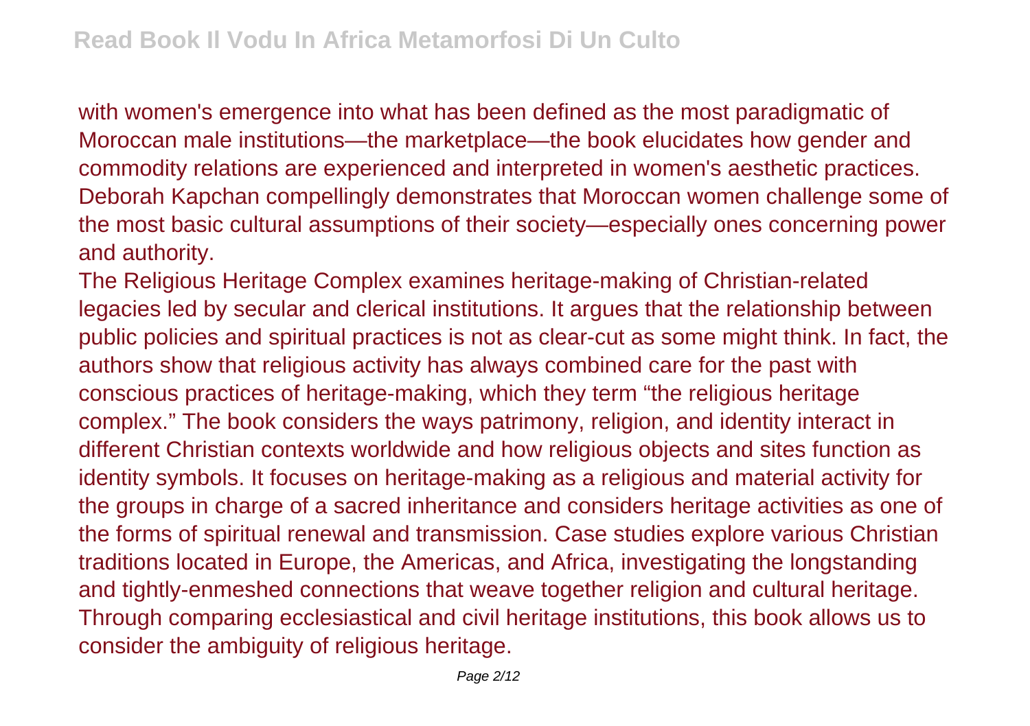with women's emergence into what has been defined as the most paradigmatic of Moroccan male institutions—the marketplace—the book elucidates how gender and commodity relations are experienced and interpreted in women's aesthetic practices. Deborah Kapchan compellingly demonstrates that Moroccan women challenge some of the most basic cultural assumptions of their society—especially ones concerning power and authority.

The Religious Heritage Complex examines heritage-making of Christian-related legacies led by secular and clerical institutions. It argues that the relationship between public policies and spiritual practices is not as clear-cut as some might think. In fact, the authors show that religious activity has always combined care for the past with conscious practices of heritage-making, which they term "the religious heritage complex." The book considers the ways patrimony, religion, and identity interact in different Christian contexts worldwide and how religious objects and sites function as identity symbols. It focuses on heritage-making as a religious and material activity for the groups in charge of a sacred inheritance and considers heritage activities as one of the forms of spiritual renewal and transmission. Case studies explore various Christian traditions located in Europe, the Americas, and Africa, investigating the longstanding and tightly-enmeshed connections that weave together religion and cultural heritage. Through comparing ecclesiastical and civil heritage institutions, this book allows us to consider the ambiguity of religious heritage.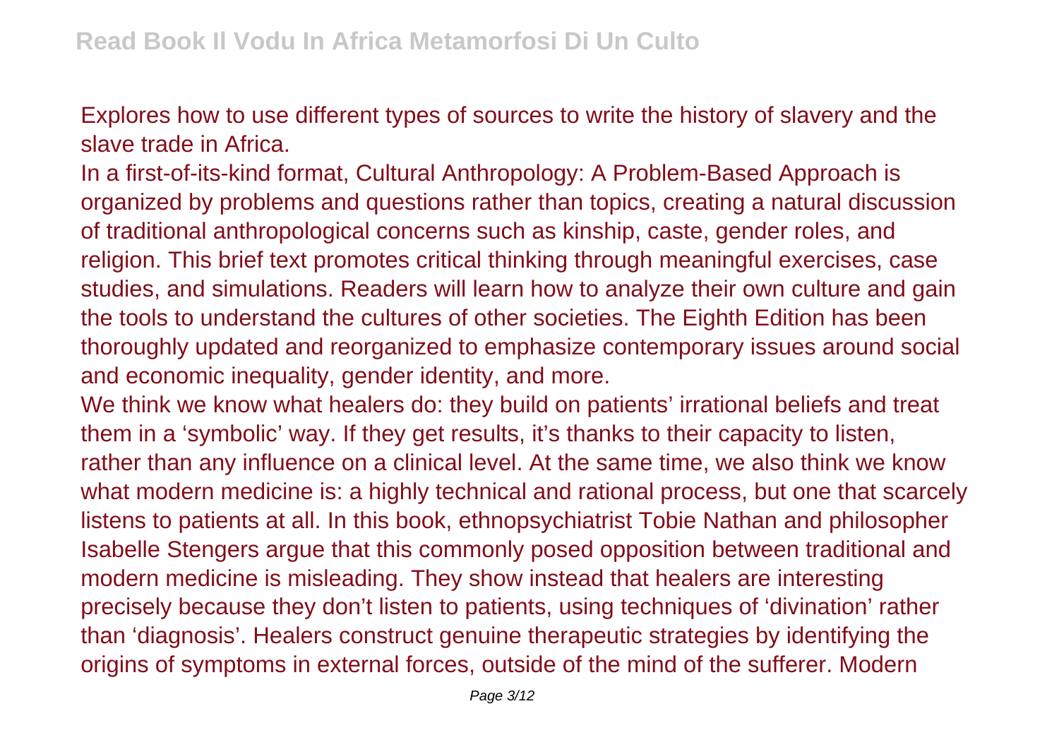Explores how to use different types of sources to write the history of slavery and the slave trade in Africa.

In a first-of-its-kind format, Cultural Anthropology: A Problem-Based Approach is organized by problems and questions rather than topics, creating a natural discussion of traditional anthropological concerns such as kinship, caste, gender roles, and religion. This brief text promotes critical thinking through meaningful exercises, case studies, and simulations. Readers will learn how to analyze their own culture and gain the tools to understand the cultures of other societies. The Eighth Edition has been thoroughly updated and reorganized to emphasize contemporary issues around social and economic inequality, gender identity, and more.

We think we know what healers do: they build on patients' irrational beliefs and treat them in a 'symbolic' way. If they get results, it's thanks to their capacity to listen, rather than any influence on a clinical level. At the same time, we also think we know what modern medicine is: a highly technical and rational process, but one that scarcely listens to patients at all. In this book, ethnopsychiatrist Tobie Nathan and philosopher Isabelle Stengers argue that this commonly posed opposition between traditional and modern medicine is misleading. They show instead that healers are interesting precisely because they don't listen to patients, using techniques of 'divination' rather than 'diagnosis'. Healers construct genuine therapeutic strategies by identifying the origins of symptoms in external forces, outside of the mind of the sufferer. Modern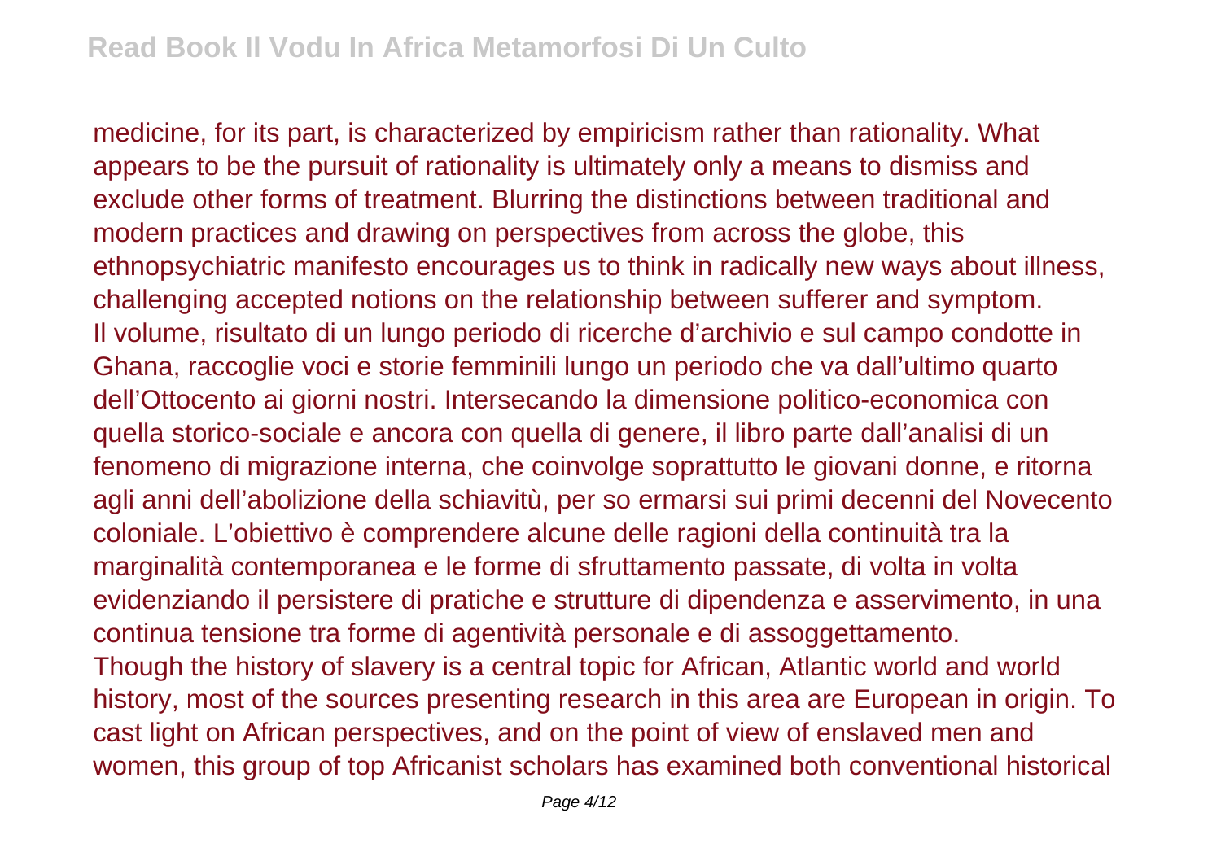medicine, for its part, is characterized by empiricism rather than rationality. What appears to be the pursuit of rationality is ultimately only a means to dismiss and exclude other forms of treatment. Blurring the distinctions between traditional and modern practices and drawing on perspectives from across the globe, this ethnopsychiatric manifesto encourages us to think in radically new ways about illness, challenging accepted notions on the relationship between sufferer and symptom.
Il volume, risultato di un lungo periodo di ricerche d'archivio e sul campo condotte in Ghana, raccoglie voci e storie femminili lungo un periodo che va dall'ultimo quarto dell'Ottocento ai giorni nostri. Intersecando la dimensione politico-economica con quella storico-sociale e ancora con quella di genere, il libro parte dall'analisi di un fenomeno di migrazione interna, che coinvolge soprattutto le giovani donne, e ritorna agli anni dell'abolizione della schiavitù, per so ermarsi sui primi decenni del Novecento coloniale. L'obiettivo è comprendere alcune delle ragioni della continuità tra la marginalità contemporanea e le forme di sfruttamento passate, di volta in volta evidenziando il persistere di pratiche e strutture di dipendenza e asservimento, in una continua tensione tra forme di agentività personale e di assoggettamento.
Though the history of slavery is a central topic for African, Atlantic world and world history, most of the sources presenting research in this area are European in origin. To cast light on African perspectives, and on the point of view of enslaved men and women, this group of top Africanist scholars has examined both conventional historical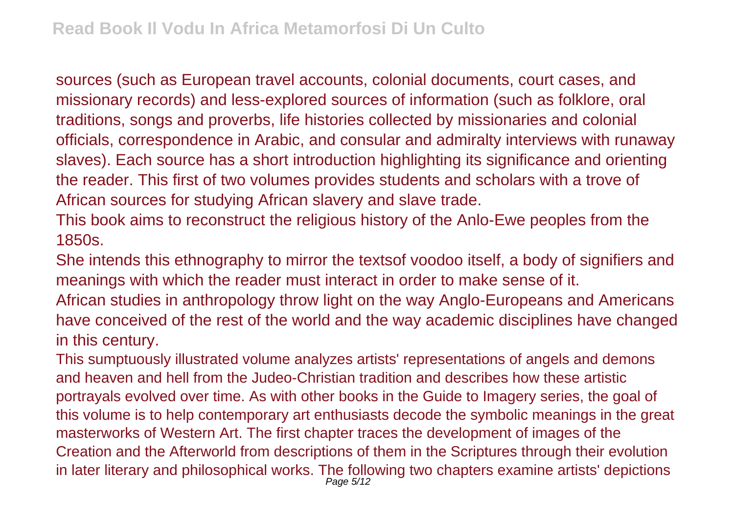sources (such as European travel accounts, colonial documents, court cases, and missionary records) and less-explored sources of information (such as folklore, oral traditions, songs and proverbs, life histories collected by missionaries and colonial officials, correspondence in Arabic, and consular and admiralty interviews with runaway slaves). Each source has a short introduction highlighting its significance and orienting the reader. This first of two volumes provides students and scholars with a trove of African sources for studying African slavery and slave trade.

This book aims to reconstruct the religious history of the Anlo-Ewe peoples from the 1850s.

She intends this ethnography to mirror the textsof voodoo itself, a body of signifiers and meanings with which the reader must interact in order to make sense of it.

African studies in anthropology throw light on the way Anglo-Europeans and Americans have conceived of the rest of the world and the way academic disciplines have changed in this century.

This sumptuously illustrated volume analyzes artists' representations of angels and demons and heaven and hell from the Judeo-Christian tradition and describes how these artistic portrayals evolved over time. As with other books in the Guide to Imagery series, the goal of this volume is to help contemporary art enthusiasts decode the symbolic meanings in the great masterworks of Western Art. The first chapter traces the development of images of the Creation and the Afterworld from descriptions of them in the Scriptures through their evolution in later literary and philosophical works. The following two chapters examine artists' depictions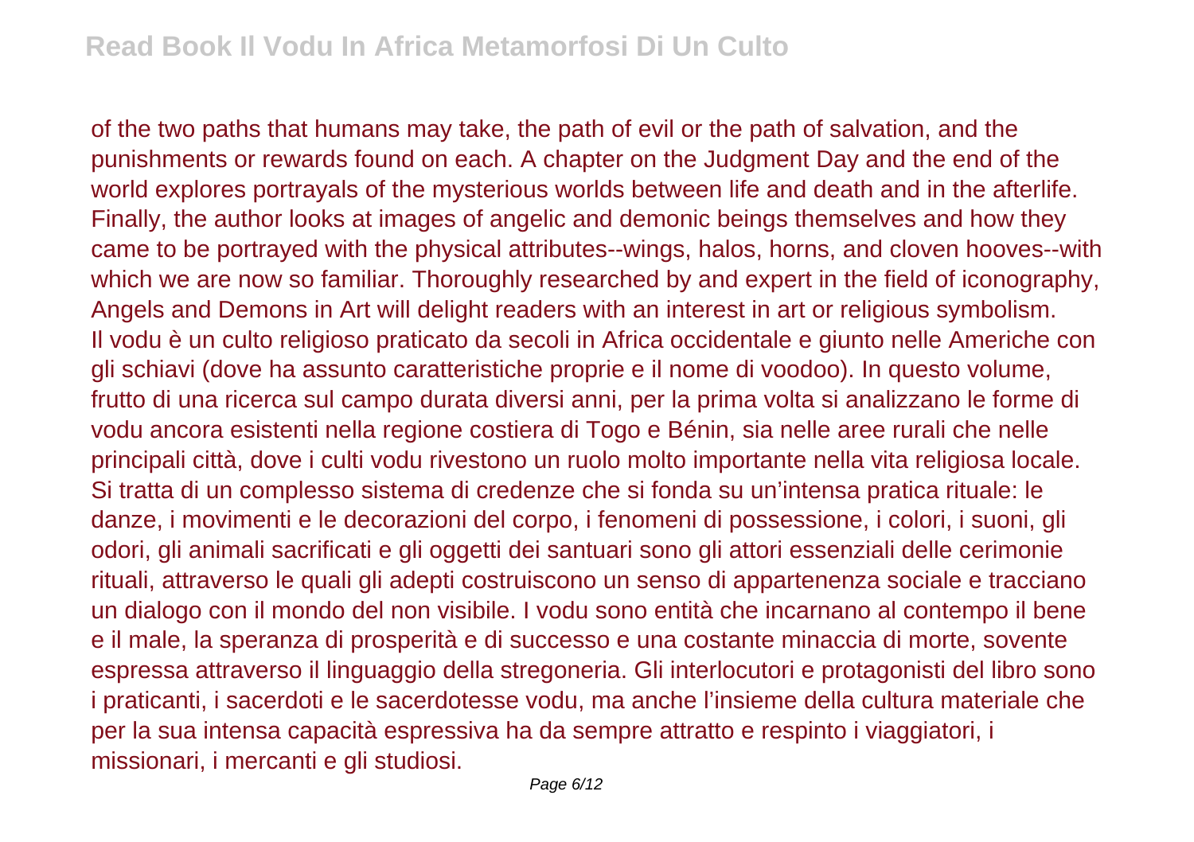of the two paths that humans may take, the path of evil or the path of salvation, and the punishments or rewards found on each. A chapter on the Judgment Day and the end of the world explores portrayals of the mysterious worlds between life and death and in the afterlife. Finally, the author looks at images of angelic and demonic beings themselves and how they came to be portrayed with the physical attributes--wings, halos, horns, and cloven hooves--with which we are now so familiar. Thoroughly researched by and expert in the field of iconography, Angels and Demons in Art will delight readers with an interest in art or religious symbolism.

Il vodu è un culto religioso praticato da secoli in Africa occidentale e giunto nelle Americhe con gli schiavi (dove ha assunto caratteristiche proprie e il nome di voodoo). In questo volume, frutto di una ricerca sul campo durata diversi anni, per la prima volta si analizzano le forme di vodu ancora esistenti nella regione costiera di Togo e Bénin, sia nelle aree rurali che nelle principali città, dove i culti vodu rivestono un ruolo molto importante nella vita religiosa locale. Si tratta di un complesso sistema di credenze che si fonda su un'intensa pratica rituale: le danze, i movimenti e le decorazioni del corpo, i fenomeni di possessione, i colori, i suoni, gli odori, gli animali sacrificati e gli oggetti dei santuari sono gli attori essenziali delle cerimonie rituali, attraverso le quali gli adepti costruiscono un senso di appartenenza sociale e tracciano un dialogo con il mondo del non visibile. I vodu sono entità che incarnano al contempo il bene e il male, la speranza di prosperità e di successo e una costante minaccia di morte, sovente espressa attraverso il linguaggio della stregoneria. Gli interlocutori e protagonisti del libro sono i praticanti, i sacerdoti e le sacerdotesse vodu, ma anche l'insieme della cultura materiale che per la sua intensa capacità espressiva ha da sempre attratto e respinto i viaggiatori, i missionari, i mercanti e gli studiosi.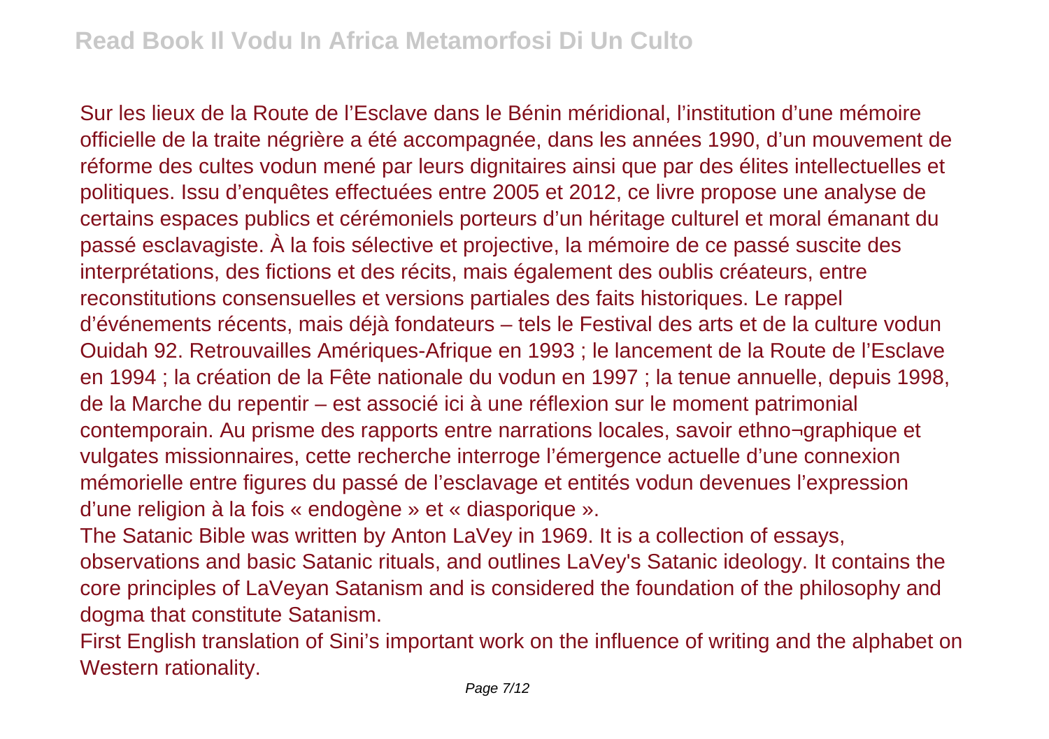Sur les lieux de la Route de l'Esclave dans le Bénin méridional, l'institution d'une mémoire officielle de la traite négrière a été accompagnée, dans les années 1990, d'un mouvement de réforme des cultes vodun mené par leurs dignitaires ainsi que par des élites intellectuelles et politiques. Issu d'enquêtes effectuées entre 2005 et 2012, ce livre propose une analyse de certains espaces publics et cérémoniels porteurs d'un héritage culturel et moral émanant du passé esclavagiste. À la fois sélective et projective, la mémoire de ce passé suscite des interprétations, des fictions et des récits, mais également des oublis créateurs, entre reconstitutions consensuelles et versions partiales des faits historiques. Le rappel d'événements récents, mais déjà fondateurs – tels le Festival des arts et de la culture vodun Ouidah 92. Retrouvailles Amériques-Afrique en 1993 ; le lancement de la Route de l'Esclave en 1994 ; la création de la Fête nationale du vodun en 1997 ; la tenue annuelle, depuis 1998, de la Marche du repentir – est associé ici à une réflexion sur le moment patrimonial contemporain. Au prisme des rapports entre narrations locales, savoir ethno¬graphique et vulgates missionnaires, cette recherche interroge l'émergence actuelle d'une connexion mémorielle entre figures du passé de l'esclavage et entités vodun devenues l'expression d'une religion à la fois « endogène » et « diasporique ».

The Satanic Bible was written by Anton LaVey in 1969. It is a collection of essays, observations and basic Satanic rituals, and outlines LaVey's Satanic ideology. It contains the core principles of LaVeyan Satanism and is considered the foundation of the philosophy and dogma that constitute Satanism.

First English translation of Sini's important work on the influence of writing and the alphabet on Western rationality.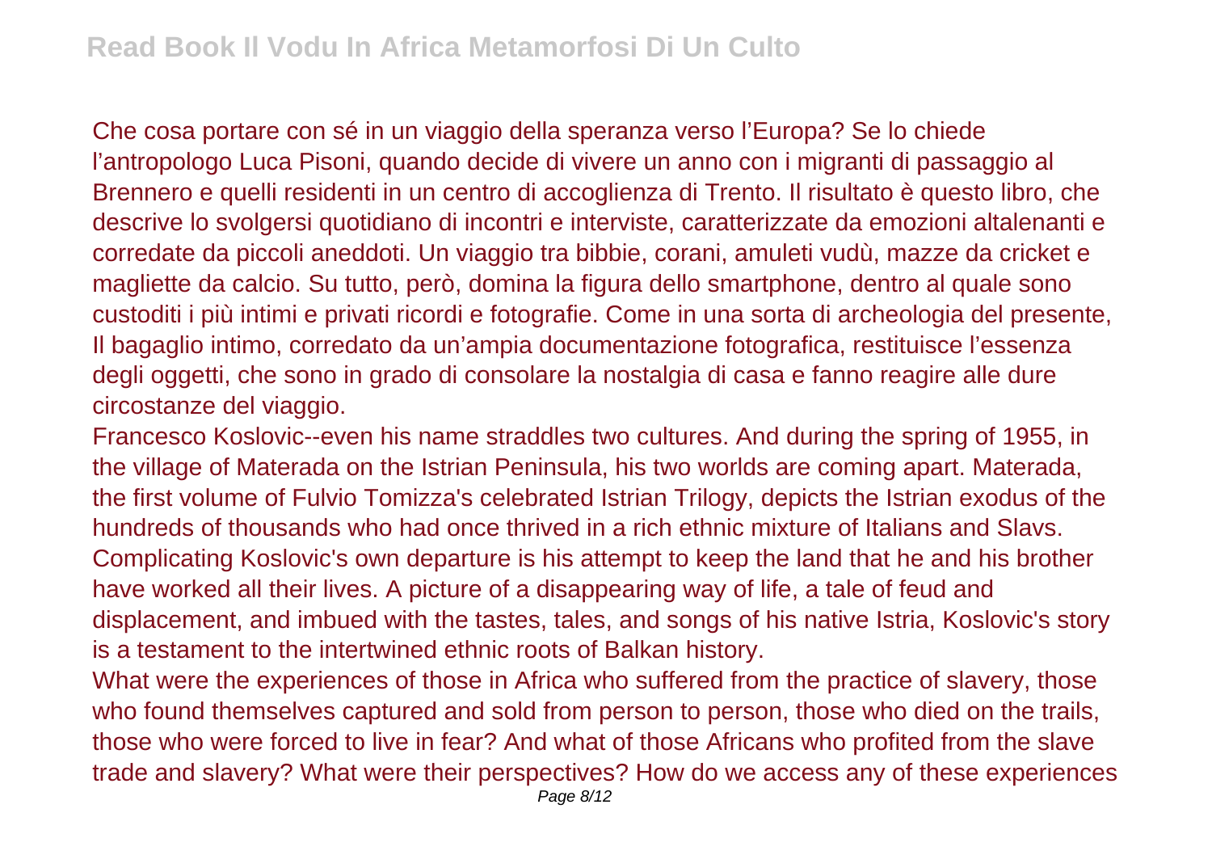Che cosa portare con sé in un viaggio della speranza verso l'Europa? Se lo chiede l'antropologo Luca Pisoni, quando decide di vivere un anno con i migranti di passaggio al Brennero e quelli residenti in un centro di accoglienza di Trento. Il risultato è questo libro, che descrive lo svolgersi quotidiano di incontri e interviste, caratterizzate da emozioni altalenanti e corredate da piccoli aneddoti. Un viaggio tra bibbie, corani, amuleti vudù, mazze da cricket e magliette da calcio. Su tutto, però, domina la figura dello smartphone, dentro al quale sono custoditi i più intimi e privati ricordi e fotografie. Come in una sorta di archeologia del presente, Il bagaglio intimo, corredato da un'ampia documentazione fotografica, restituisce l'essenza degli oggetti, che sono in grado di consolare la nostalgia di casa e fanno reagire alle dure circostanze del viaggio.

Francesco Koslovic--even his name straddles two cultures. And during the spring of 1955, in the village of Materada on the Istrian Peninsula, his two worlds are coming apart. Materada, the first volume of Fulvio Tomizza's celebrated Istrian Trilogy, depicts the Istrian exodus of the hundreds of thousands who had once thrived in a rich ethnic mixture of Italians and Slavs. Complicating Koslovic's own departure is his attempt to keep the land that he and his brother have worked all their lives. A picture of a disappearing way of life, a tale of feud and displacement, and imbued with the tastes, tales, and songs of his native Istria, Koslovic's story is a testament to the intertwined ethnic roots of Balkan history.

What were the experiences of those in Africa who suffered from the practice of slavery, those who found themselves captured and sold from person to person, those who died on the trails, those who were forced to live in fear? And what of those Africans who profited from the slave trade and slavery? What were their perspectives? How do we access any of these experiences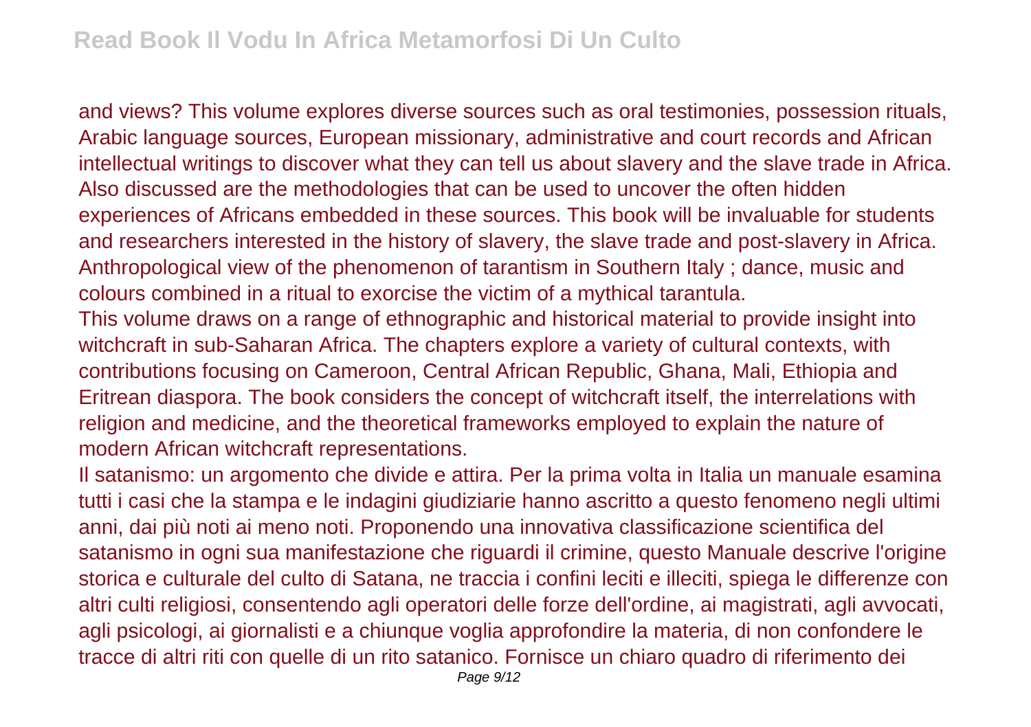and views? This volume explores diverse sources such as oral testimonies, possession rituals, Arabic language sources, European missionary, administrative and court records and African intellectual writings to discover what they can tell us about slavery and the slave trade in Africa. Also discussed are the methodologies that can be used to uncover the often hidden experiences of Africans embedded in these sources. This book will be invaluable for students and researchers interested in the history of slavery, the slave trade and post-slavery in Africa.

Anthropological view of the phenomenon of tarantism in Southern Italy ; dance, music and colours combined in a ritual to exorcise the victim of a mythical tarantula.

This volume draws on a range of ethnographic and historical material to provide insight into witchcraft in sub-Saharan Africa. The chapters explore a variety of cultural contexts, with contributions focusing on Cameroon, Central African Republic, Ghana, Mali, Ethiopia and Eritrean diaspora. The book considers the concept of witchcraft itself, the interrelations with religion and medicine, and the theoretical frameworks employed to explain the nature of modern African witchcraft representations.

Il satanismo: un argomento che divide e attira. Per la prima volta in Italia un manuale esamina tutti i casi che la stampa e le indagini giudiziarie hanno ascritto a questo fenomeno negli ultimi anni, dai più noti ai meno noti. Proponendo una innovativa classificazione scientifica del satanismo in ogni sua manifestazione che riguardi il crimine, questo Manuale descrive l'origine storica e culturale del culto di Satana, ne traccia i confini leciti e illeciti, spiega le differenze con altri culti religiosi, consentendo agli operatori delle forze dell'ordine, ai magistrati, agli avvocati, agli psicologi, ai giornalisti e a chiunque voglia approfondire la materia, di non confondere le tracce di altri riti con quelle di un rito satanico. Fornisce un chiaro quadro di riferimento dei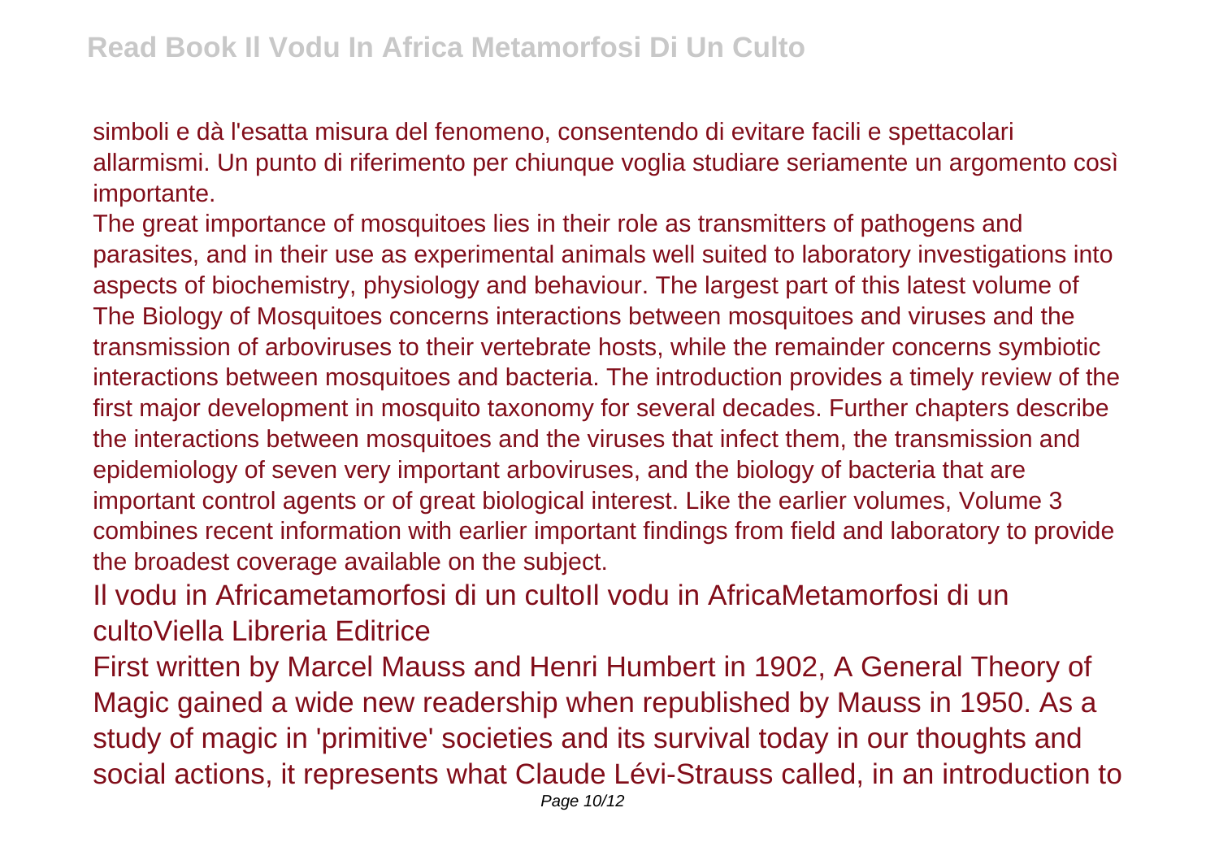simboli e dà l'esatta misura del fenomeno, consentendo di evitare facili e spettacolari allarmismi. Un punto di riferimento per chiunque voglia studiare seriamente un argomento così importante.

The great importance of mosquitoes lies in their role as transmitters of pathogens and parasites, and in their use as experimental animals well suited to laboratory investigations into aspects of biochemistry, physiology and behaviour. The largest part of this latest volume of The Biology of Mosquitoes concerns interactions between mosquitoes and viruses and the transmission of arboviruses to their vertebrate hosts, while the remainder concerns symbiotic interactions between mosquitoes and bacteria. The introduction provides a timely review of the first major development in mosquito taxonomy for several decades. Further chapters describe the interactions between mosquitoes and the viruses that infect them, the transmission and epidemiology of seven very important arboviruses, and the biology of bacteria that are important control agents or of great biological interest. Like the earlier volumes, Volume 3 combines recent information with earlier important findings from field and laboratory to provide the broadest coverage available on the subject.

## Il vodu in Africametamorfosi di un cultoIl vodu in AfricaMetamorfosi di un cultoViella Libreria Editrice

First written by Marcel Mauss and Henri Humbert in 1902, A General Theory of Magic gained a wide new readership when republished by Mauss in 1950. As a study of magic in 'primitive' societies and its survival today in our thoughts and social actions, it represents what Claude Lévi-Strauss called, in an introduction to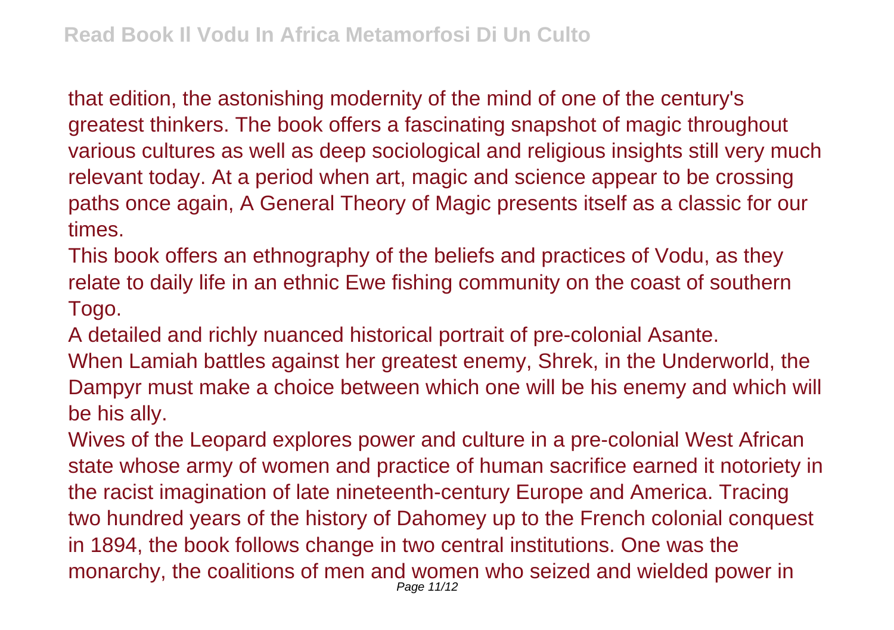that edition, the astonishing modernity of the mind of one of the century's greatest thinkers. The book offers a fascinating snapshot of magic throughout various cultures as well as deep sociological and religious insights still very much relevant today. At a period when art, magic and science appear to be crossing paths once again, A General Theory of Magic presents itself as a classic for our times.

This book offers an ethnography of the beliefs and practices of Vodu, as they relate to daily life in an ethnic Ewe fishing community on the coast of southern Togo.

A detailed and richly nuanced historical portrait of pre-colonial Asante.

When Lamiah battles against her greatest enemy, Shrek, in the Underworld, the Dampyr must make a choice between which one will be his enemy and which will be his ally.

Wives of the Leopard explores power and culture in a pre-colonial West African state whose army of women and practice of human sacrifice earned it notoriety in the racist imagination of late nineteenth-century Europe and America. Tracing two hundred years of the history of Dahomey up to the French colonial conquest in 1894, the book follows change in two central institutions. One was the monarchy, the coalitions of men and women who seized and wielded power in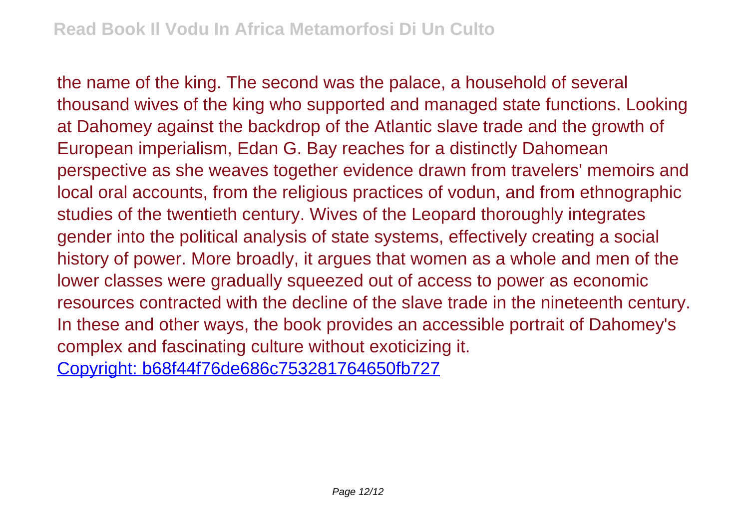the name of the king. The second was the palace, a household of several thousand wives of the king who supported and managed state functions. Looking at Dahomey against the backdrop of the Atlantic slave trade and the growth of European imperialism, Edan G. Bay reaches for a distinctly Dahomean perspective as she weaves together evidence drawn from travelers' memoirs and local oral accounts, from the religious practices of vodun, and from ethnographic studies of the twentieth century. Wives of the Leopard thoroughly integrates gender into the political analysis of state systems, effectively creating a social history of power. More broadly, it argues that women as a whole and men of the lower classes were gradually squeezed out of access to power as economic resources contracted with the decline of the slave trade in the nineteenth century. In these and other ways, the book provides an accessible portrait of Dahomey's complex and fascinating culture without exoticizing it.

Copyright: b68f44f76de686c753281764650fb727